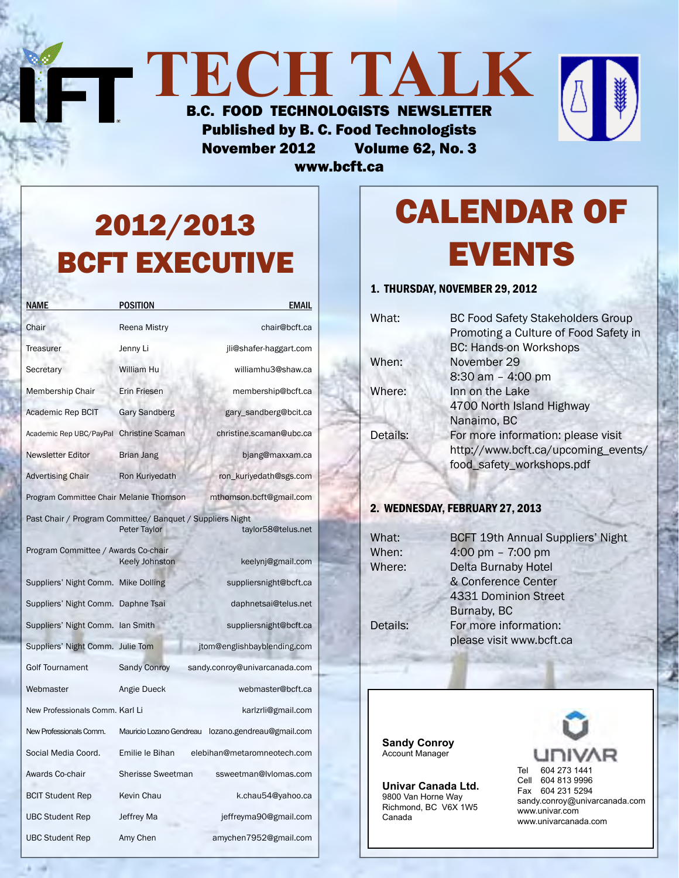# TECH TALK

**B.C. FOOD TECHNOLOGISTS NEWSLETTER**

**Published by B. C. Food Technologists**

**November 2012 Volume 62, No. 3**

**www.bcft.ca**

## 2012/2013 BCFT EXECUTIVE

| NAME | POSITION | EMAIL |
|---|---|---|
| Chair | Reena Mistry | chair@bcft.ca |
| Treasurer | Jenny Li | jli@shafer-haggart.com |
| Secretary | William Hu | williamhu3@shaw.ca |
| Membership Chair | Erin Friesen | membership@bcft.ca |
| Academic Rep BCIT | Gary Sandberg | gary_sandberg@bcit.ca |
| Academic Rep UBC/PayPal | Christine Scaman | christine.scaman@ubc.ca |
| Newsletter Editor | Brian Jang | bjang@maxxam.ca |
| Advertising Chair | Ron Kuriyedath | ron_kuriyedath@sgs.com |
| Program Committee Chair | Melanie Thomson | mthomson.bcft@gmail.com |
| Past Chair / Program Committee/ Banquet / Suppliers Night | Peter Taylor | taylor58@telus.net |
| Program Committee / Awards Co-chair | Keely Johnston | keelynj@gmail.com |
| Suppliers' Night Comm. | Mike Dolling | suppliersnight@bcft.ca |
| Suppliers' Night Comm. | Daphne Tsai | daphnetsai@telus.net |
| Suppliers' Night Comm. | Ian Smith | suppliersnight@bcft.ca |
| Suppliers' Night Comm. | Julie Tom | jtom@englishbayblending.com |
| Golf Tournament | Sandy Conroy | sandy.conroy@univarcanada.com |
| Webmaster | Angie Dueck | webmaster@bcft.ca |
| New Professionals Comm. | Karl Li | karlzrli@gmail.com |
| New Professionals Comm. | Mauricio Lozano Gendreau | lozano.gendreau@gmail.com |
| Social Media Coord. | Emilie le Bihan | elebihan@metaromneotech.com |
| Awards Co-chair | Sherisse Sweetman | ssweetman@lvlomas.com |
| BCIT Student Rep | Kevin Chau | k.chau54@yahoo.ca |
| UBC Student Rep | Jeffrey Ma | jeffreyma90@gmail.com |
| UBC Student Rep | Amy Chen | amychen7952@gmail.com |

## CALENDAR OF EVENTS

### 1. THURSDAY, NOVEMBER 29, 2012

What: BC Food Safety Stakeholders Group Promoting a Culture of Food Safety in BC: Hands-on Workshops

When: November 29, 8:30 am – 4:00 pm

Where: Inn on the Lake, 4700 North Island Highway, Nanaimo, BC

Details: For more information: please visit http://www.bcft.ca/upcoming_events/food_safety_workshops.pdf

### 2. WEDNESDAY, FEBRUARY 27, 2013

What: BCFT 19th Annual Suppliers' Night

When: 4:00 pm – 7:00 pm

Where: Delta Burnaby Hotel & Conference Center, 4331 Dominion Street, Burnaby, BC

Details: For more information: please visit www.bcft.ca

---

**Sandy Conroy**
Account Manager

**Univar Canada Ltd.**
9800 Van Horne Way
Richmond, BC V6X 1W5
Canada

UNIVAR

Tel 604 273 1441
Cell 604 813 9996
Fax 604 231 5294
sandy.conroy@univarcanada.com
www.univar.com
www.univarcanada.com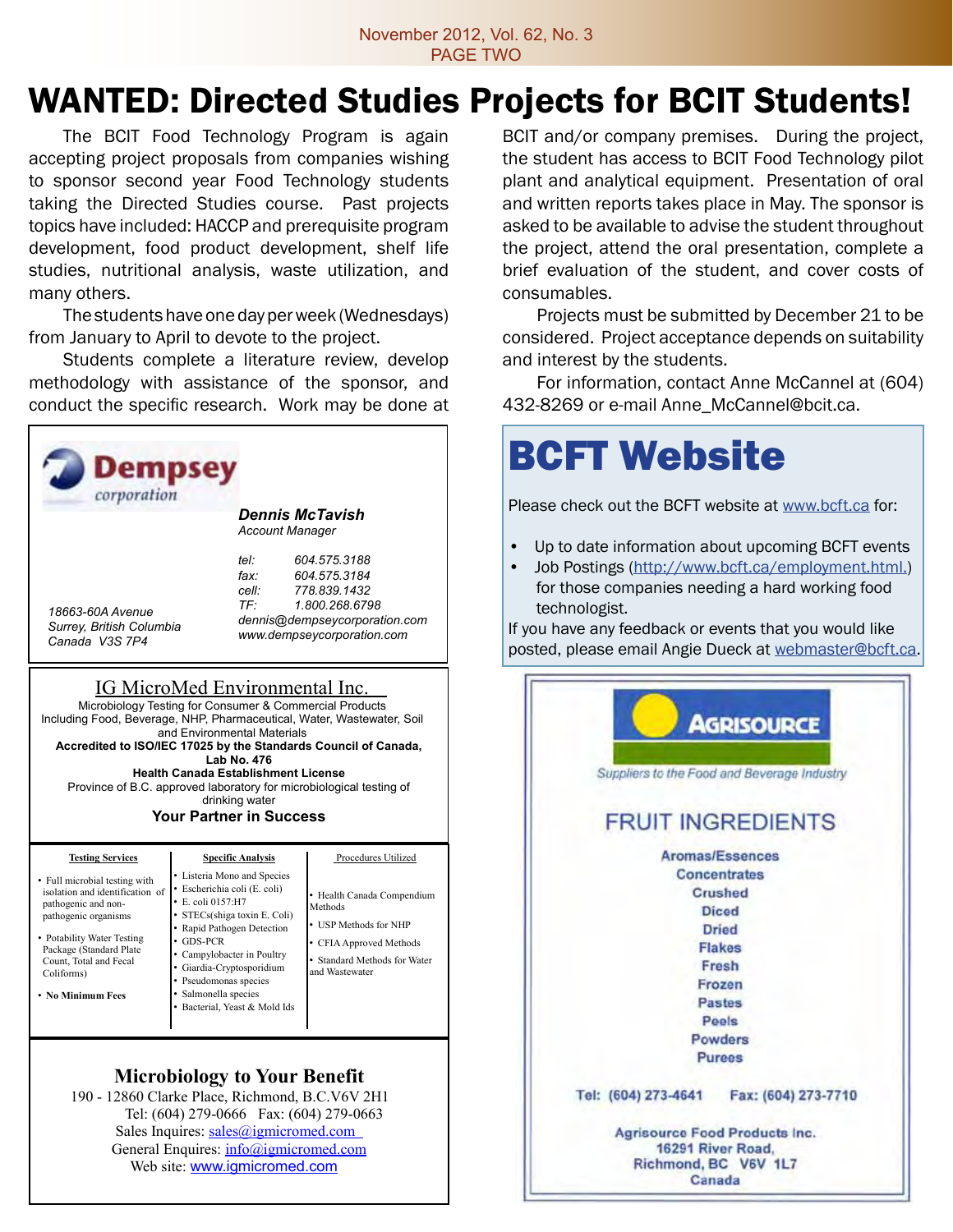# WANTED: Directed Studies Projects for BCIT Students!

The BCIT Food Technology Program is again accepting project proposals from companies wishing to sponsor second year Food Technology students taking the Directed Studies course. Past projects topics have included: HACCP and prerequisite program development, food product development, shelf life studies, nutritional analysis, waste utilization, and many others.

The students have one day per week (Wednesdays) from January to April to devote to the project.

Students complete a literature review, develop methodology with assistance of the sponsor, and conduct the specific research. Work may be done at BCIT and/or company premises. During the project, the student has access to BCIT Food Technology pilot plant and analytical equipment. Presentation of oral and written reports takes place in May. The sponsor is asked to be available to advise the student throughout the project, attend the oral presentation, complete a brief evaluation of the student, and cover costs of consumables.

Projects must be submitted by December 21 to be considered. Project acceptance depends on suitability and interest by the students.

For information, contact Anne McCannel at (604) 432-8269 or e-mail Anne_McCannel@bcit.ca.

---

**Dempsey corporation**

***Dennis McTavish***
*Account Manager*

*tel: 604.575.3188*
*fax: 604.575.3184*
*cell: 778.839.1432*
*TF: 1.800.268.6798*
*dennis@dempseycorporation.com*
*www.dempseycorporation.com*

*18663-60A Avenue*
*Surrey, British Columbia*
*Canada V3S 7P4*

---

## IG MicroMed Environmental Inc.

Microbiology Testing for Consumer & Commercial Products Including Food, Beverage, NHP, Pharmaceutical, Water, Wastewater, Soil and Environmental Materials

**Accredited to ISO/IEC 17025 by the Standards Council of Canada, Lab No. 476**

**Health Canada Establishment License**

Province of B.C. approved laboratory for microbiological testing of drinking water

**Your Partner in Success**

| Testing Services | Specific Analysis | Procedures Utilized |
|---|---|---|
| • Full microbial testing with isolation and identification of pathogenic and non-pathogenic organisms<br>• Potability Water Testing Package (Standard Plate Count, Total and Fecal Coliforms)<br>• **No Minimum Fees** | • Listeria Mono and Species<br>• Escherichia coli (E. coli)<br>• E. coli 0157:H7<br>• STECs(shiga toxin E. Coli)<br>• Rapid Pathogen Detection<br>• GDS-PCR<br>• Campylobacter in Poultry<br>• Giardia-Cryptosporidium<br>• Pseudomonas species<br>• Salmonella species<br>• Bacterial, Yeast & Mold Ids | • Health Canada Compendium Methods<br>• USP Methods for NHP<br>• CFIA Approved Methods<br>• Standard Methods for Water and Wastewater |

**Microbiology to Your Benefit**

190 - 12860 Clarke Place, Richmond, B.C.V6V 2H1
Tel: (604) 279-0666 Fax: (604) 279-0663
Sales Inquires: sales@igmicromed.com
General Enquires: info@igmicromed.com
Web site: www.igmicromed.com

---

# BCFT Website

Please check out the BCFT website at www.bcft.ca for:

- Up to date information about upcoming BCFT events
- Job Postings (http://www.bcft.ca/employment.html.) for those companies needing a hard working food technologist.

If you have any feedback or events that you would like posted, please email Angie Dueck at webmaster@bcft.ca.

---

**AGRISOURCE**

*Suppliers to the Food and Beverage Industry*

## FRUIT INGREDIENTS

**Aromas/Essences**
**Concentrates**
**Crushed**
**Diced**
**Dried**
**Flakes**
**Fresh**
**Frozen**
**Pastes**
**Peels**
**Powders**
**Purees**

**Tel: (604) 273-4641 Fax: (604) 273-7710**

**Agrisource Food Products Inc.**
**16291 River Road,**
**Richmond, BC V6V 1L7**
**Canada**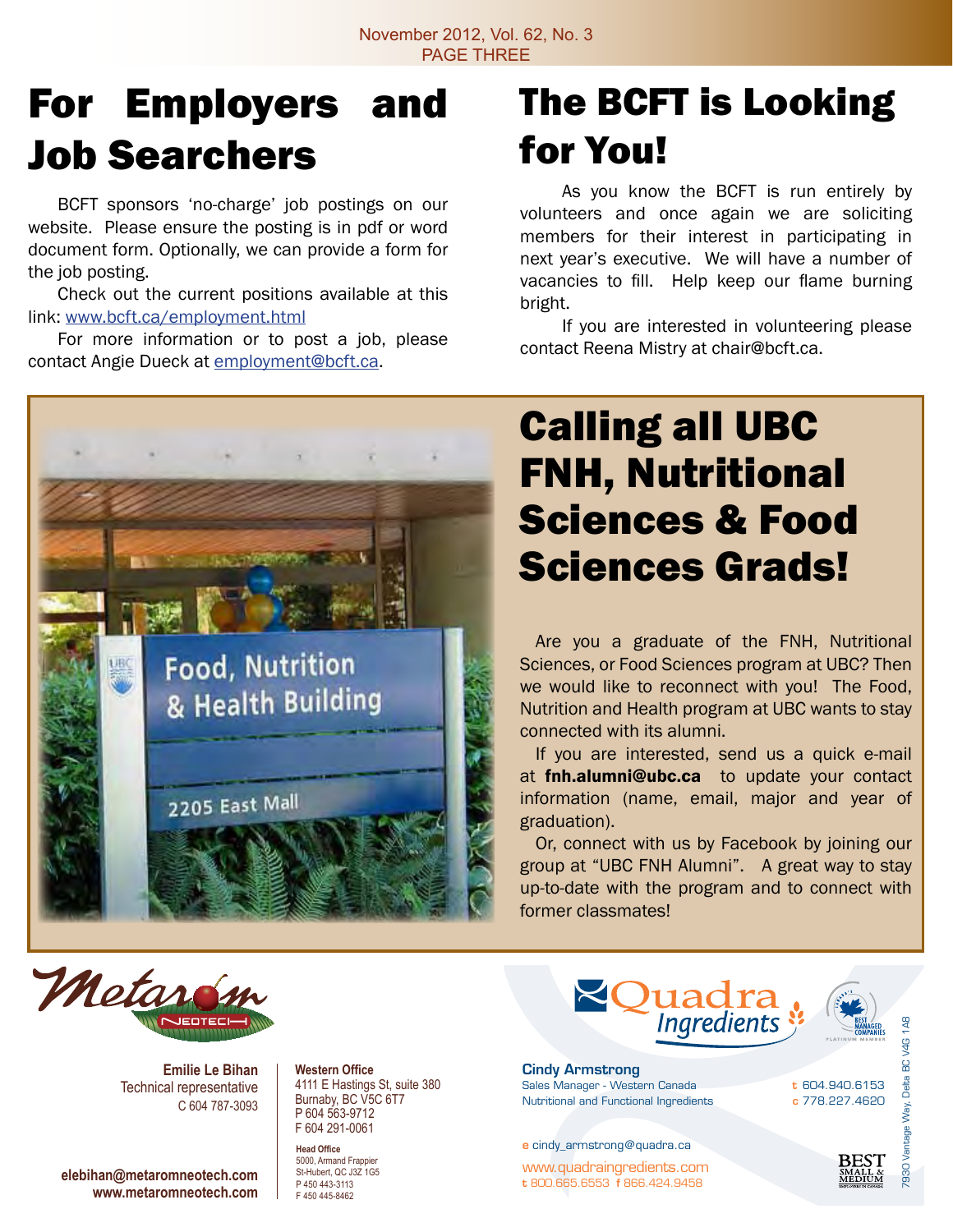# For Employers and Job Searchers

BCFT sponsors 'no-charge' job postings on our website. Please ensure the posting is in pdf or word document form. Optionally, we can provide a form for the job posting.

Check out the current positions available at this link: www.bcft.ca/employment.html

For more information or to post a job, please contact Angie Dueck at employment@bcft.ca.

# The BCFT is Looking for You!

As you know the BCFT is run entirely by volunteers and once again we are soliciting members for their interest in participating in next year's executive. We will have a number of vacancies to fill. Help keep our flame burning bright.

If you are interested in volunteering please contact Reena Mistry at chair@bcft.ca.

# Calling all UBC FNH, Nutritional Sciences & Food Sciences Grads!

Are you a graduate of the FNH, Nutritional Sciences, or Food Sciences program at UBC? Then we would like to reconnect with you! The Food, Nutrition and Health program at UBC wants to stay connected with its alumni.

If you are interested, send us a quick e-mail at **fnh.alumni@ubc.ca** to update your contact information (name, email, major and year of graduation).

Or, connect with us by Facebook by joining our group at "UBC FNH Alumni". A great way to stay up-to-date with the program and to connect with former classmates!

---

**Metarom Neotech**

**Emilie Le Bihan**
Technical representative
C 604 787-3093

**elebihan@metaromneotech.com**
**www.metaromneotech.com**

**Western Office**
4111 E Hastings St, suite 380
Burnaby, BC V5C 6T7
P 604 563-9712
F 604 291-0061

**Head Office**
5000, Armand Frappier
St-Hubert, QC J3Z 1G5
P 450 443-3113
F 450 445-8462

---

**Quadra Ingredients**

**Cindy Armstrong**
Sales Manager - Western Canada
Nutritional and Functional Ingredients

t 604.940.6153
c 778.227.4620

e cindy_armstrong@quadra.ca
www.quadraingredients.com
t 800.665.6553 f 866.424.9458

7930 Vantage Way, Delta BC V4G 1A8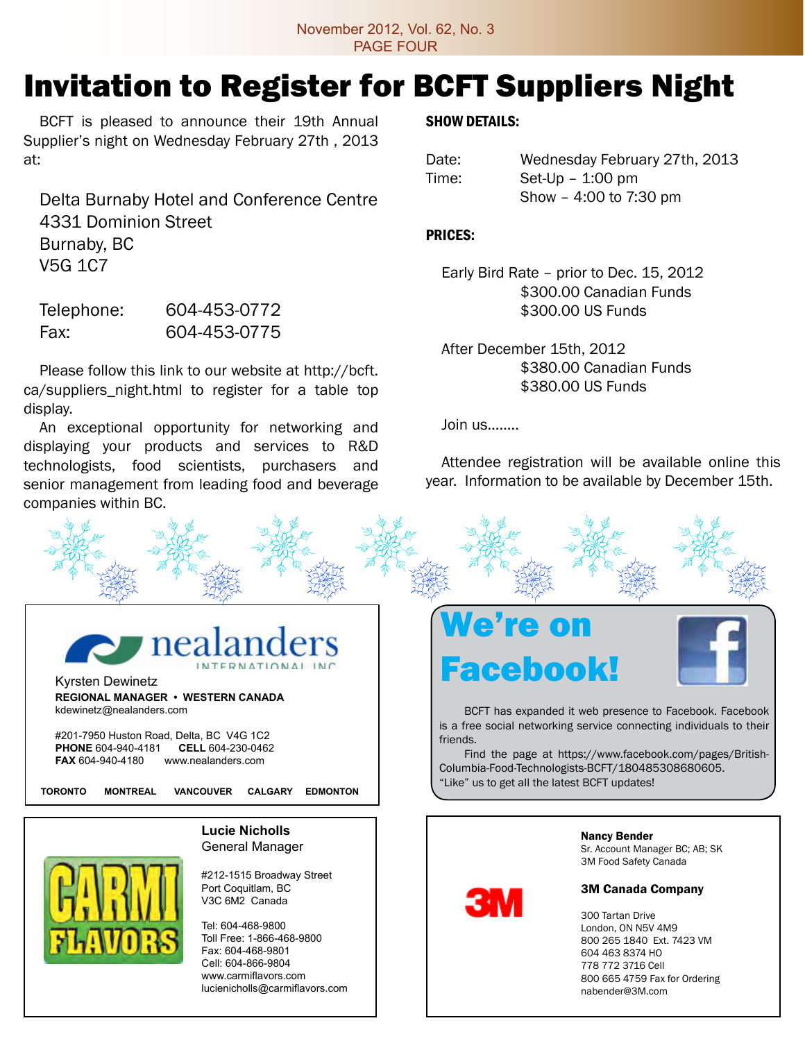# Invitation to Register for BCFT Suppliers Night

BCFT is pleased to announce their 19th Annual Supplier's night on Wednesday February 27th , 2013 at:

Delta Burnaby Hotel and Conference Centre
4331 Dominion Street
Burnaby, BC
V5G 1C7

Telephone: 604-453-0772
Fax: 604-453-0775

Please follow this link to our website at http://bcft.ca/suppliers_night.html to register for a table top display.

An exceptional opportunity for networking and displaying your products and services to R&D technologists, food scientists, purchasers and senior management from leading food and beverage companies within BC.

**SHOW DETAILS:**

Date: Wednesday February 27th, 2013
Time: Set-Up – 1:00 pm
Show – 4:00 to 7:30 pm

**PRICES:**

Early Bird Rate – prior to Dec. 15, 2012
$300.00 Canadian Funds
$300.00 US Funds

After December 15th, 2012
$380.00 Canadian Funds
$380.00 US Funds

Join us........

Attendee registration will be available online this year. Information to be available by December 15th.

---

**nealanders** INTERNATIONAL INC

Kyrsten Dewinetz
**REGIONAL MANAGER • WESTERN CANADA**
kdewinetz@nealanders.com

#201-7950 Huston Road, Delta, BC V4G 1C2
**PHONE** 604-940-4181 **CELL** 604-230-0462
**FAX** 604-940-4180 www.nealanders.com

**TORONTO MONTREAL VANCOUVER CALGARY EDMONTON**

---

## We're on Facebook!

BCFT has expanded it web presence to Facebook. Facebook is a free social networking service connecting individuals to their friends.

Find the page at https://www.facebook.com/pages/British-Columbia-Food-Technologists-BCFT/180485308680605. "Like" us to get all the latest BCFT updates!

---

**CARMI FLAVORS**

**Lucie Nicholls**
General Manager

#212-1515 Broadway Street
Port Coquitlam, BC
V3C 6M2 Canada

Tel: 604-468-9800
Toll Free: 1-866-468-9800
Fax: 604-468-9801
Cell: 604-866-9804
www.carmiflavors.com
lucienicholls@carmiflavors.com

---

**3M**

**Nancy Bender**
Sr. Account Manager BC; AB; SK
3M Food Safety Canada

**3M Canada Company**

300 Tartan Drive
London, ON N5V 4M9
800 265 1840 Ext. 7423 VM
604 463 8374 HO
778 772 3716 Cell
800 665 4759 Fax for Ordering
nabender@3M.com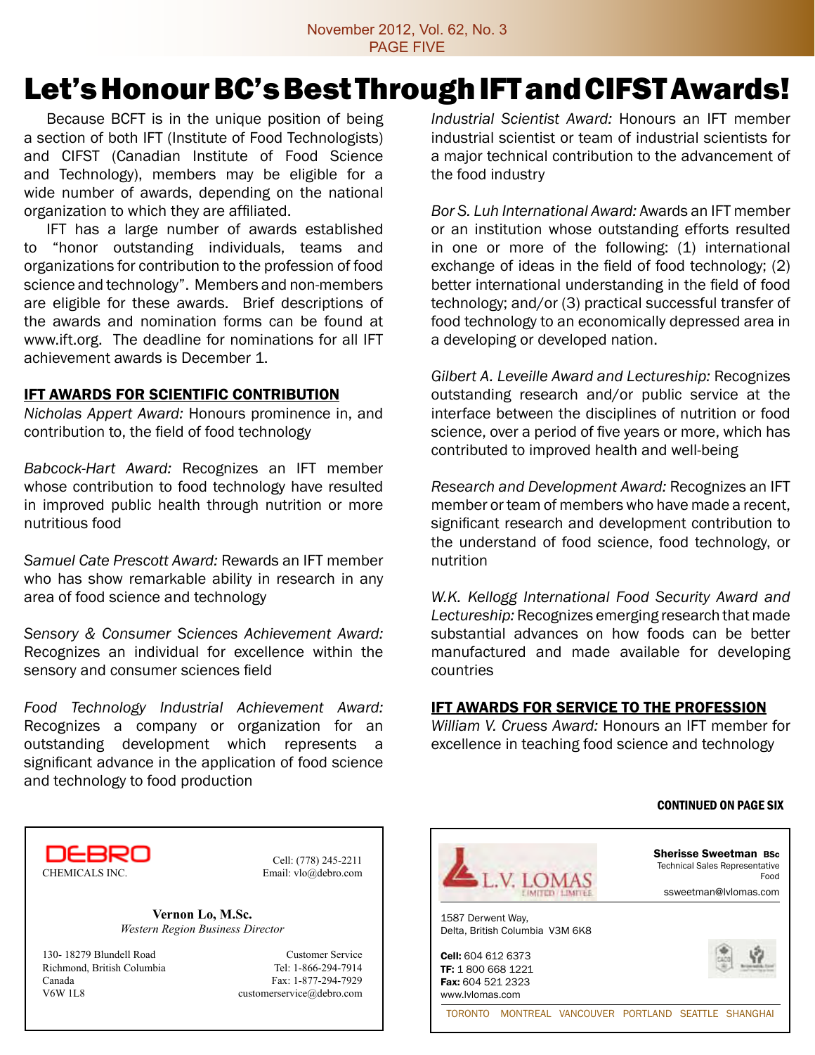# Let's Honour BC's Best Through IFT and CIFST Awards!

Because BCFT is in the unique position of being a section of both IFT (Institute of Food Technologists) and CIFST (Canadian Institute of Food Science and Technology), members may be eligible for a wide number of awards, depending on the national organization to which they are affiliated.

IFT has a large number of awards established to "honor outstanding individuals, teams and organizations for contribution to the profession of food science and technology". Members and non-members are eligible for these awards. Brief descriptions of the awards and nomination forms can be found at www.ift.org. The deadline for nominations for all IFT achievement awards is December 1.

## IFT AWARDS FOR SCIENTIFIC CONTRIBUTION

*Nicholas Appert Award:* Honours prominence in, and contribution to, the field of food technology

*Babcock-Hart Award:* Recognizes an IFT member whose contribution to food technology have resulted in improved public health through nutrition or more nutritious food

*Samuel Cate Prescott Award:* Rewards an IFT member who has show remarkable ability in research in any area of food science and technology

*Sensory & Consumer Sciences Achievement Award:* Recognizes an individual for excellence within the sensory and consumer sciences field

*Food Technology Industrial Achievement Award:* Recognizes a company or organization for an outstanding development which represents a significant advance in the application of food science and technology to food production

*Industrial Scientist Award:* Honours an IFT member industrial scientist or team of industrial scientists for a major technical contribution to the advancement of the food industry

*Bor S. Luh International Award:* Awards an IFT member or an institution whose outstanding efforts resulted in one or more of the following: (1) international exchange of ideas in the field of food technology; (2) better international understanding in the field of food technology; and/or (3) practical successful transfer of food technology to an economically depressed area in a developing or developed nation.

*Gilbert A. Leveille Award and Lectureship:* Recognizes outstanding research and/or public service at the interface between the disciplines of nutrition or food science, over a period of five years or more, which has contributed to improved health and well-being

*Research and Development Award:* Recognizes an IFT member or team of members who have made a recent, significant research and development contribution to the understand of food science, food technology, or nutrition

*W.K. Kellogg International Food Security Award and Lectureship:* Recognizes emerging research that made substantial advances on how foods can be better manufactured and made available for developing countries

## IFT AWARDS FOR SERVICE TO THE PROFESSION

*William V. Cruess Award:* Honours an IFT member for excellence in teaching food science and technology

**CONTINUED ON PAGE SIX**

---

**DEBRO CHEMICALS INC.**

Cell: (778) 245-2211
Email: vlo@debro.com

**Vernon Lo, M.Sc.**
*Western Region Business Director*

130- 18279 Blundell Road
Richmond, British Columbia
Canada
V6W 1L8

Customer Service
Tel: 1-866-294-7914
Fax: 1-877-294-7929
customerservice@debro.com

---

**L.V. LOMAS LIMITED / LIMITÉE**

**Sherisse Sweetman BSc**
Technical Sales Representative
Food
ssweetman@lvlomas.com

1587 Derwent Way,
Delta, British Columbia V3M 6K8

**Cell:** 604 612 6373
**TF:** 1 800 668 1221
**Fax:** 604 521 2323
www.lvlomas.com

TORONTO MONTREAL VANCOUVER PORTLAND SEATTLE SHANGHAI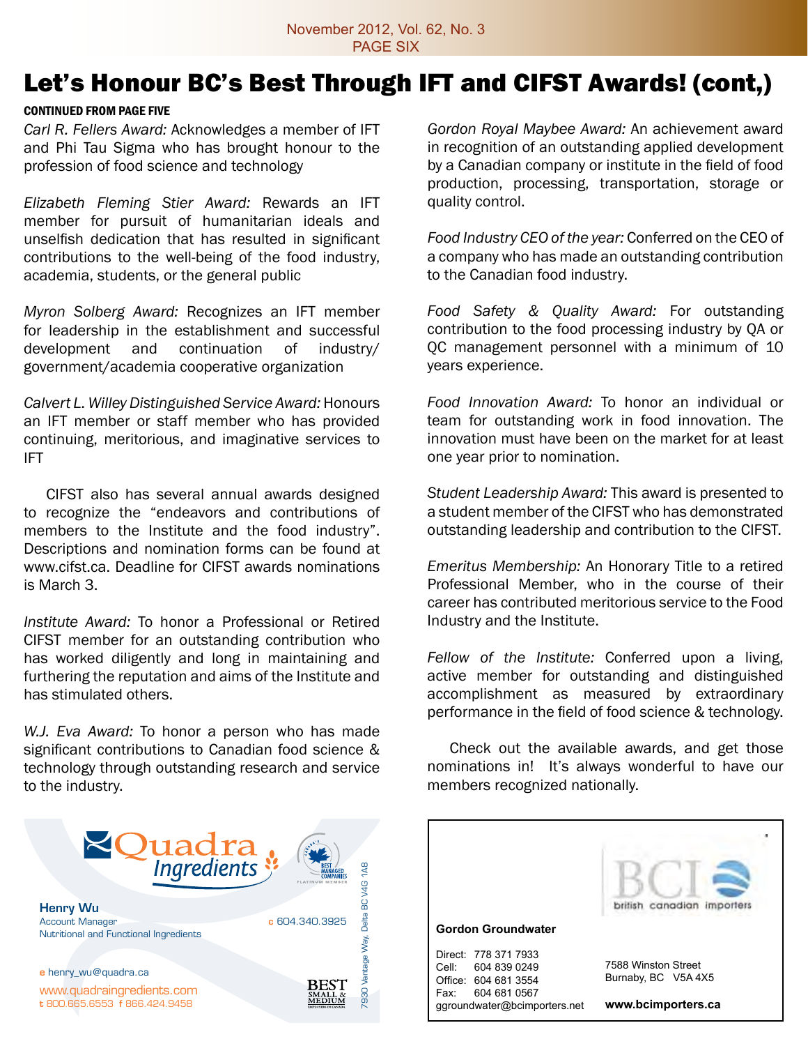# Let's Honour BC's Best Through IFT and CIFST Awards! (cont,)

**CONTINUED FROM PAGE FIVE**

*Carl R. Fellers Award:* Acknowledges a member of IFT and Phi Tau Sigma who has brought honour to the profession of food science and technology

*Elizabeth Fleming Stier Award:* Rewards an IFT member for pursuit of humanitarian ideals and unselfish dedication that has resulted in significant contributions to the well-being of the food industry, academia, students, or the general public

*Myron Solberg Award:* Recognizes an IFT member for leadership in the establishment and successful development and continuation of industry/ government/academia cooperative organization

*Calvert L. Willey Distinguished Service Award:* Honours an IFT member or staff member who has provided continuing, meritorious, and imaginative services to IFT

CIFST also has several annual awards designed to recognize the "endeavors and contributions of members to the Institute and the food industry". Descriptions and nomination forms can be found at www.cifst.ca. Deadline for CIFST awards nominations is March 3.

*Institute Award:* To honor a Professional or Retired CIFST member for an outstanding contribution who has worked diligently and long in maintaining and furthering the reputation and aims of the Institute and has stimulated others.

*W.J. Eva Award:* To honor a person who has made significant contributions to Canadian food science & technology through outstanding research and service to the industry.

*Gordon Royal Maybee Award:* An achievement award in recognition of an outstanding applied development by a Canadian company or institute in the field of food production, processing, transportation, storage or quality control.

*Food Industry CEO of the year:* Conferred on the CEO of a company who has made an outstanding contribution to the Canadian food industry.

*Food Safety & Quality Award:* For outstanding contribution to the food processing industry by QA or QC management personnel with a minimum of 10 years experience.

*Food Innovation Award:* To honor an individual or team for outstanding work in food innovation. The innovation must have been on the market for at least one year prior to nomination.

*Student Leadership Award:* This award is presented to a student member of the CIFST who has demonstrated outstanding leadership and contribution to the CIFST.

*Emeritus Membership:* An Honorary Title to a retired Professional Member, who in the course of their career has contributed meritorious service to the Food Industry and the Institute.

*Fellow of the Institute:* Conferred upon a living, active member for outstanding and distinguished accomplishment as measured by extraordinary performance in the field of food science & technology.

Check out the available awards, and get those nominations in! It's always wonderful to have our members recognized nationally.

---

**Quadra Ingredients**

**Henry Wu**
Account Manager
Nutritional and Functional Ingredients

c 604.340.3925

e henry_wu@quadra.ca
www.quadraingredients.com
t 800.665.6553 f 866.424.9458

7930 Vantage Way, Delta BC V4G 1A8

---

**BCI british canadian importers**

**Gordon Groundwater**

Direct: 778 371 7933
Cell: 604 839 0249
Office: 604 681 3554
Fax: 604 681 0567
ggroundwater@bcimporters.net

7588 Winston Street
Burnaby, BC V5A 4X5

**www.bcimporters.ca**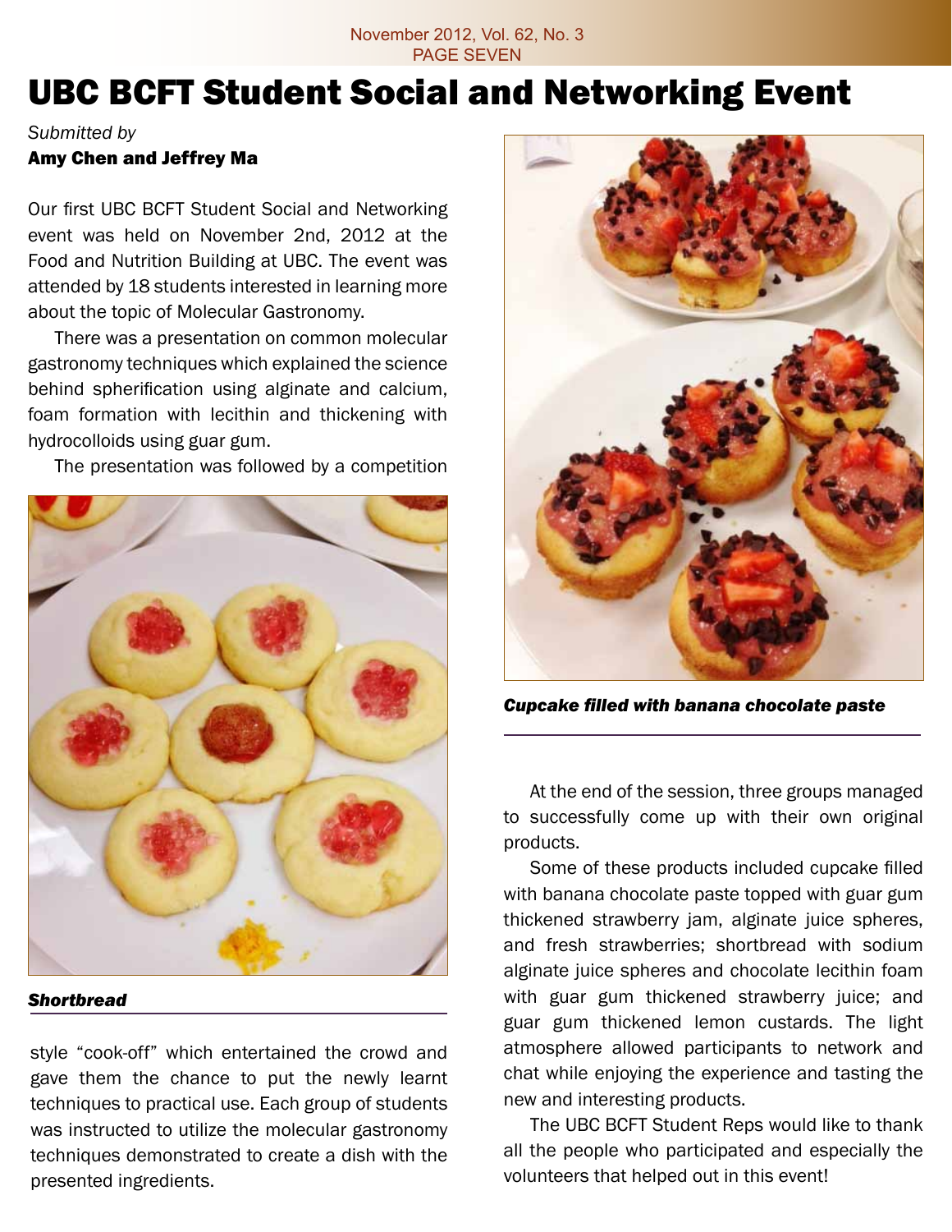# UBC BCFT Student Social and Networking Event

*Submitted by*
**Amy Chen and Jeffrey Ma**

Our first UBC BCFT Student Social and Networking event was held on November 2nd, 2012 at the Food and Nutrition Building at UBC. The event was attended by 18 students interested in learning more about the topic of Molecular Gastronomy.

There was a presentation on common molecular gastronomy techniques which explained the science behind spherification using alginate and calcium, foam formation with lecithin and thickening with hydrocolloids using guar gum.

The presentation was followed by a competition style "cook-off" which entertained the crowd and gave them the chance to put the newly learnt techniques to practical use. Each group of students was instructed to utilize the molecular gastronomy techniques demonstrated to create a dish with the presented ingredients.

***Shortbread***

***Cupcake filled with banana chocolate paste***

At the end of the session, three groups managed to successfully come up with their own original products.

Some of these products included cupcake filled with banana chocolate paste topped with guar gum thickened strawberry jam, alginate juice spheres, and fresh strawberries; shortbread with sodium alginate juice spheres and chocolate lecithin foam with guar gum thickened strawberry juice; and guar gum thickened lemon custards. The light atmosphere allowed participants to network and chat while enjoying the experience and tasting the new and interesting products.

The UBC BCFT Student Reps would like to thank all the people who participated and especially the volunteers that helped out in this event!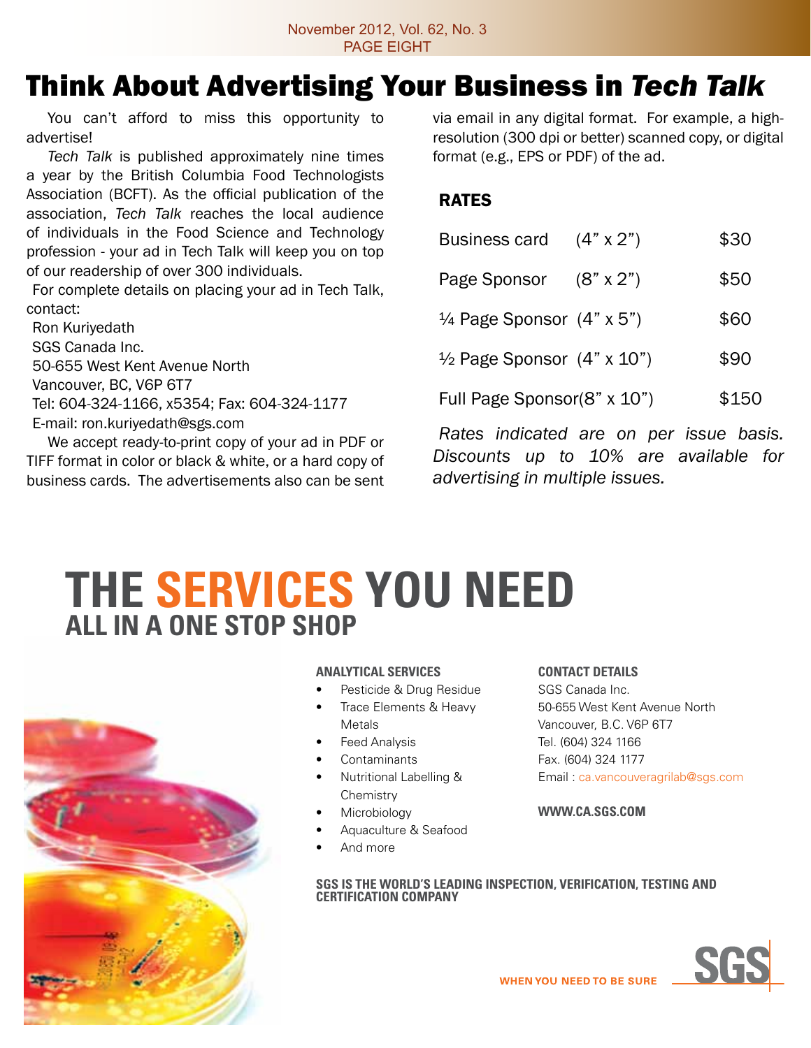# Think About Advertising Your Business in *Tech Talk*

You can't afford to miss this opportunity to advertise!

*Tech Talk* is published approximately nine times a year by the British Columbia Food Technologists Association (BCFT). As the official publication of the association, *Tech Talk* reaches the local audience of individuals in the Food Science and Technology profession - your ad in Tech Talk will keep you on top of our readership of over 300 individuals.

For complete details on placing your ad in Tech Talk, contact:

Ron Kuriyedath
SGS Canada Inc.
50-655 West Kent Avenue North
Vancouver, BC, V6P 6T7
Tel: 604-324-1166, x5354; Fax: 604-324-1177
E-mail: ron.kuriyedath@sgs.com

We accept ready-to-print copy of your ad in PDF or TIFF format in color or black & white, or a hard copy of business cards. The advertisements also can be sent via email in any digital format. For example, a high-resolution (300 dpi or better) scanned copy, or digital format (e.g., EPS or PDF) of the ad.

## RATES

| | | |
|---|---|---|
| Business card | (4" x 2") | $30 |
| Page Sponsor | (8" x 2") | $50 |
| ¼ Page Sponsor | (4" x 5") | $60 |
| ½ Page Sponsor | (4" x 10") | $90 |
| Full Page Sponsor | (8" x 10") | $150 |

*Rates indicated are on per issue basis. Discounts up to 10% are available for advertising in multiple issues.*

# THE SERVICES YOU NEED
## ALL IN A ONE STOP SHOP

**ANALYTICAL SERVICES**

- Pesticide & Drug Residue
- Trace Elements & Heavy Metals
- Feed Analysis
- Contaminants
- Nutritional Labelling & Chemistry
- Microbiology
- Aquaculture & Seafood
- And more

**CONTACT DETAILS**

SGS Canada Inc.
50-655 West Kent Avenue North
Vancouver, B.C. V6P 6T7
Tel. (604) 324 1166
Fax. (604) 324 1177
Email : ca.vancouveragrilab@sgs.com

**WWW.CA.SGS.COM**

**SGS IS THE WORLD'S LEADING INSPECTION, VERIFICATION, TESTING AND CERTIFICATION COMPANY**

**WHEN YOU NEED TO BE SURE** SGS